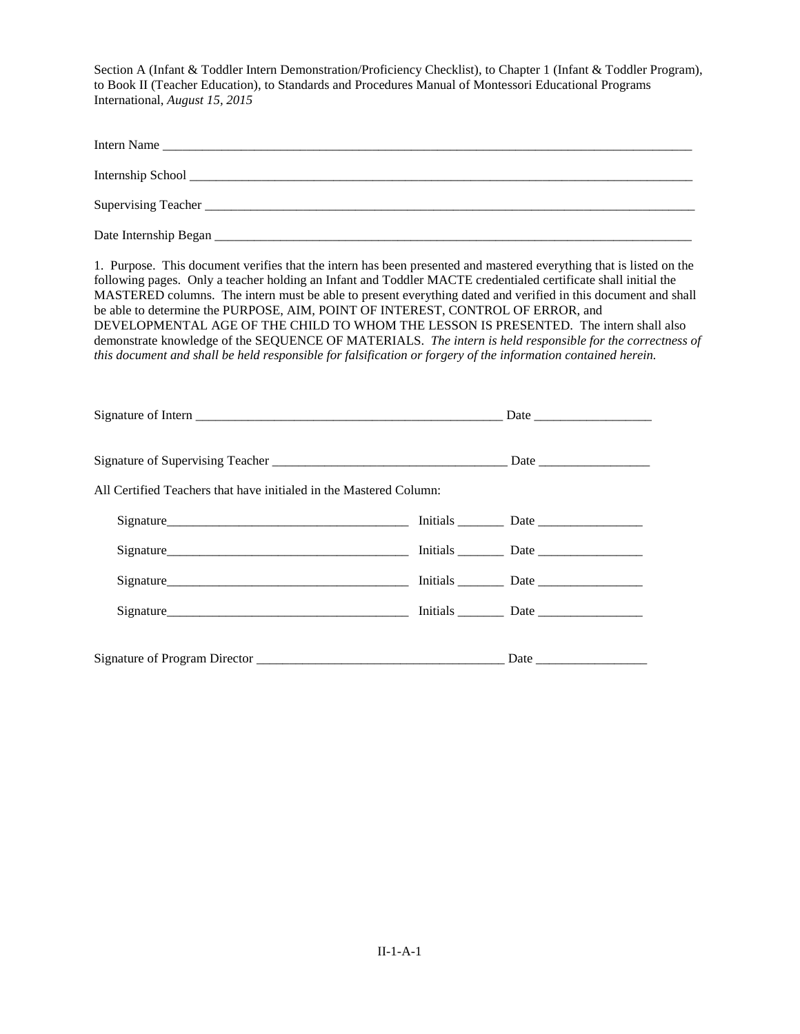Section A (Infant & Toddler Intern Demonstration/Proficiency Checklist), to Chapter 1 (Infant & Toddler Program), to Book II (Teacher Education), to Standards and Procedures Manual of Montessori Educational Programs International, *August 15, 2015*

Intern Name ____________________________________________________________________________

Internship School ________________________________________________________________________

Supervising Teacher ______________________________________________________________________

Date Internship Began ____________________________________________________________________

1. Purpose. This document verifies that the intern has been presented and mastered everything that is listed on the following pages. Only a teacher holding an Infant and Toddler MACTE credentialed certificate shall initial the MASTERED columns. The intern must be able to present everything dated and verified in this document and shall be able to determine the PURPOSE, AIM, POINT OF INTEREST, CONTROL OF ERROR, and DEVELOPMENTAL AGE OF THE CHILD TO WHOM THE LESSON IS PRESENTED. The intern shall also demonstrate knowledge of the SEQUENCE OF MATERIALS. *The intern is held responsible for the correctness of this document and shall be held responsible for falsification or forgery of the information contained herein.*

Signature of Intern _______________________________________________ Date __________________

Signature of Supervising Teacher ___________________________________ Date _________________

All Certified Teachers that have initialed in the Mastered Column:

Signature_____________________________________ Initials _______ Date ________________

Signature_____________________________________ Initials _______ Date ________________

Signature_____________________________________ Initials _______ Date ________________

Signature_____________________________________ Initials _______ Date ________________

Signature of Program Director ______________________________________ Date _________________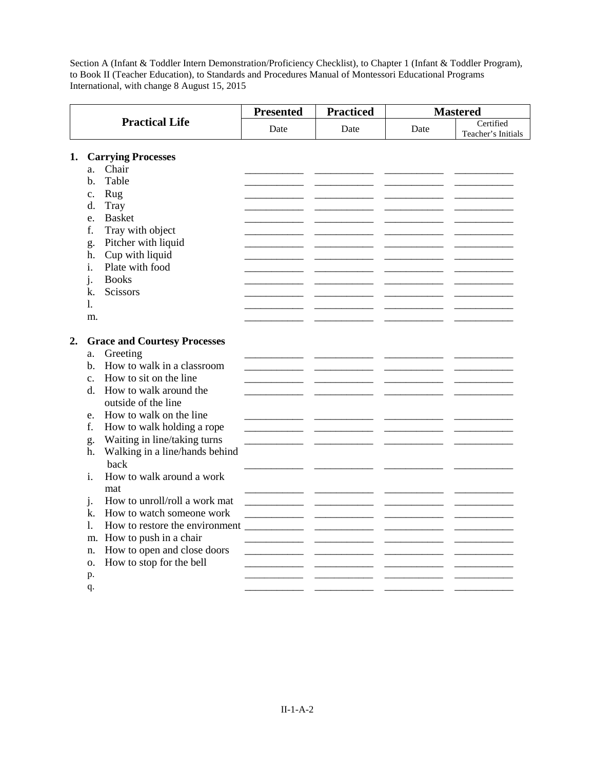Section A (Infant & Toddler Intern Demonstration/Proficiency Checklist), to Chapter 1 (Infant & Toddler Program), to Book II (Teacher Education), to Standards and Procedures Manual of Montessori Educational Programs International, with change 8 August 15, 2015

| Practical Life | Presented | Practiced | Mastered | |
|---|---|---|---|---|
| | Date | Date | Date | Certified Teacher's Initials |
| **1. Carrying Processes** | | | | |
| a. Chair | | | | |
| b. Table | | | | |
| c. Rug | | | | |
| d. Tray | | | | |
| e. Basket | | | | |
| f. Tray with object | | | | |
| g. Pitcher with liquid | | | | |
| h. Cup with liquid | | | | |
| i. Plate with food | | | | |
| j. Books | | | | |
| k. Scissors | | | | |
| l. | | | | |
| m. | | | | |
| **2. Grace and Courtesy Processes** | | | | |
| a. Greeting | | | | |
| b. How to walk in a classroom | | | | |
| c. How to sit on the line | | | | |
| d. How to walk around the outside of the line | | | | |
| e. How to walk on the line | | | | |
| f. How to walk holding a rope | | | | |
| g. Waiting in line/taking turns | | | | |
| h. Walking in a line/hands behind back | | | | |
| i. How to walk around a work mat | | | | |
| j. How to unroll/roll a work mat | | | | |
| k. How to watch someone work | | | | |
| l. How to restore the environment | | | | |
| m. How to push in a chair | | | | |
| n. How to open and close doors | | | | |
| o. How to stop for the bell | | | | |
| p. | | | | |
| q. | | | | |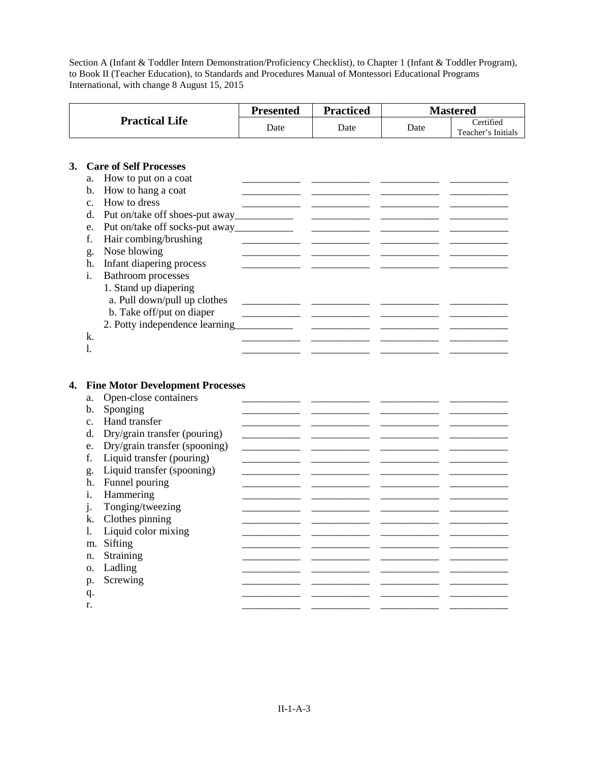Section A (Infant & Toddler Intern Demonstration/Proficiency Checklist), to Chapter 1 (Infant & Toddler Program), to Book II (Teacher Education), to Standards and Procedures Manual of Montessori Educational Programs International, with change 8 August 15, 2015

| Practical Life | Presented | Practiced | Mastered | |
|---|---|---|---|---|
| | Date | Date | Date | Certified Teacher's Initials |

**3. Care of Self Processes**

| | | | | |
|---|---|---|---|---|
| a. How to put on a coat | ___________ | ___________ | ___________ | ___________ |
| b. How to hang a coat | ___________ | ___________ | ___________ | ___________ |
| c. How to dress | ___________ | ___________ | ___________ | ___________ |
| d. Put on/take off shoes-put away | ___________ | ___________ | ___________ | ___________ |
| e. Put on/take off socks-put away | ___________ | ___________ | ___________ | ___________ |
| f. Hair combing/brushing | ___________ | ___________ | ___________ | ___________ |
| g. Nose blowing | ___________ | ___________ | ___________ | ___________ |
| h. Infant diapering process | ___________ | ___________ | ___________ | ___________ |
| i. Bathroom processes | | | | |
| 1. Stand up diapering | | | | |
| a. Pull down/pull up clothes | ___________ | ___________ | ___________ | ___________ |
| b. Take off/put on diaper | ___________ | ___________ | ___________ | ___________ |
| 2. Potty independence learning | ___________ | ___________ | ___________ | ___________ |
| k. | ___________ | ___________ | ___________ | ___________ |
| l. | ___________ | ___________ | ___________ | ___________ |

**4. Fine Motor Development Processes**

| | | | | |
|---|---|---|---|---|
| a. Open-close containers | ___________ | ___________ | ___________ | ___________ |
| b. Sponging | ___________ | ___________ | ___________ | ___________ |
| c. Hand transfer | ___________ | ___________ | ___________ | ___________ |
| d. Dry/grain transfer (pouring) | ___________ | ___________ | ___________ | ___________ |
| e. Dry/grain transfer (spooning) | ___________ | ___________ | ___________ | ___________ |
| f. Liquid transfer (pouring) | ___________ | ___________ | ___________ | ___________ |
| g. Liquid transfer (spooning) | ___________ | ___________ | ___________ | ___________ |
| h. Funnel pouring | ___________ | ___________ | ___________ | ___________ |
| i. Hammering | ___________ | ___________ | ___________ | ___________ |
| j. Tonging/tweezing | ___________ | ___________ | ___________ | ___________ |
| k. Clothes pinning | ___________ | ___________ | ___________ | ___________ |
| l. Liquid color mixing | ___________ | ___________ | ___________ | ___________ |
| m. Sifting | ___________ | ___________ | ___________ | ___________ |
| n. Straining | ___________ | ___________ | ___________ | ___________ |
| o. Ladling | ___________ | ___________ | ___________ | ___________ |
| p. Screwing | ___________ | ___________ | ___________ | ___________ |
| q. | ___________ | ___________ | ___________ | ___________ |
| r. | ___________ | ___________ | ___________ | ___________ |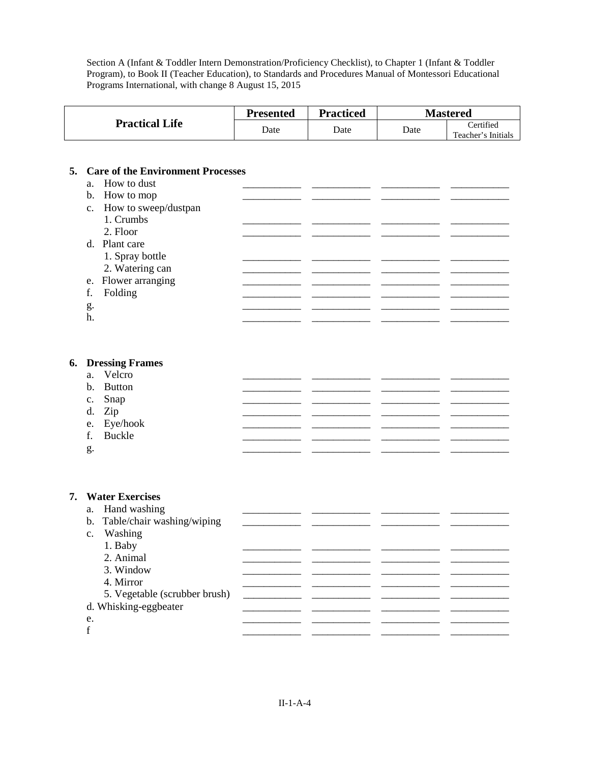Section A (Infant & Toddler Intern Demonstration/Proficiency Checklist), to Chapter 1 (Infant & Toddler Program), to Book II (Teacher Education), to Standards and Procedures Manual of Montessori Educational Programs International, with change 8 August 15, 2015

| Practical Life | Presented | Practiced | Mastered | |
|---|---|---|---|---|
| | Date | Date | Date | Certified Teacher's Initials |

**5. Care of the Environment Processes**

| | | | | |
|---|---|---|---|---|
| a. How to dust | ___ | ___ | ___ | ___ |
| b. How to mop | ___ | ___ | ___ | ___ |
| c. How to sweep/dustpan | | | | |
| 1. Crumbs | ___ | ___ | ___ | ___ |
| 2. Floor | ___ | ___ | ___ | ___ |
| d. Plant care | | | | |
| 1. Spray bottle | ___ | ___ | ___ | ___ |
| 2. Watering can | ___ | ___ | ___ | ___ |
| e. Flower arranging | ___ | ___ | ___ | ___ |
| f. Folding | ___ | ___ | ___ | ___ |
| g. | ___ | ___ | ___ | ___ |
| h. | ___ | ___ | ___ | ___ |

**6. Dressing Frames**

| | | | | |
|---|---|---|---|---|
| a. Velcro | ___ | ___ | ___ | ___ |
| b. Button | ___ | ___ | ___ | ___ |
| c. Snap | ___ | ___ | ___ | ___ |
| d. Zip | ___ | ___ | ___ | ___ |
| e. Eye/hook | ___ | ___ | ___ | ___ |
| f. Buckle | ___ | ___ | ___ | ___ |
| g. | ___ | ___ | ___ | ___ |

**7. Water Exercises**

| | | | | |
|---|---|---|---|---|
| a. Hand washing | ___ | ___ | ___ | ___ |
| b. Table/chair washing/wiping | ___ | ___ | ___ | ___ |
| c. Washing | | | | |
| 1. Baby | ___ | ___ | ___ | ___ |
| 2. Animal | ___ | ___ | ___ | ___ |
| 3. Window | ___ | ___ | ___ | ___ |
| 4. Mirror | ___ | ___ | ___ | ___ |
| 5. Vegetable (scrubber brush) | ___ | ___ | ___ | ___ |
| d. Whisking-eggbeater | ___ | ___ | ___ | ___ |
| e. | ___ | ___ | ___ | ___ |
| f | ___ | ___ | ___ | ___ |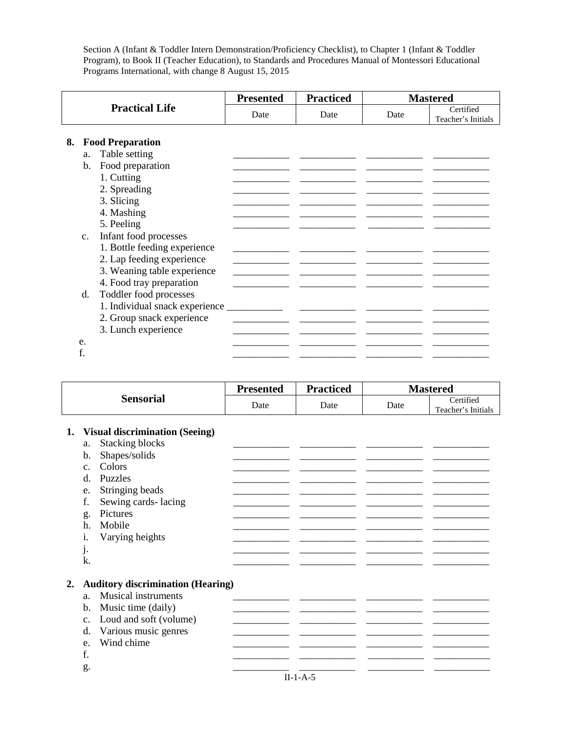| Practical Life | Presented | Practiced | Mastered | |
|---|---|---|---|---|
| | Date | Date | Date | Certified Teacher's Initials |
| **8. Food Preparation** | | | | |
| a. Table setting | | | | |
| b. Food preparation | | | | |
| 1. Cutting | | | | |
| 2. Spreading | | | | |
| 3. Slicing | | | | |
| 4. Mashing | | | | |
| 5. Peeling | | | | |
| c. Infant food processes | | | | |
| 1. Bottle feeding experience | | | | |
| 2. Lap feeding experience | | | | |
| 3. Weaning table experience | | | | |
| 4. Food tray preparation | | | | |
| d. Toddler food processes | | | | |
| 1. Individual snack experience | | | | |
| 2. Group snack experience | | | | |
| 3. Lunch experience | | | | |
| e. | | | | |
| f. | | | | |

| Sensorial | Presented | Practiced | Mastered | |
|---|---|---|---|---|
| | Date | Date | Date | Certified Teacher's Initials |
| **1. Visual discrimination (Seeing)** | | | | |
| a. Stacking blocks | | | | |
| b. Shapes/solids | | | | |
| c. Colors | | | | |
| d. Puzzles | | | | |
| e. Stringing beads | | | | |
| f. Sewing cards- lacing | | | | |
| g. Pictures | | | | |
| h. Mobile | | | | |
| i. Varying heights | | | | |
| j. | | | | |
| k. | | | | |
| **2. Auditory discrimination (Hearing)** | | | | |
| a. Musical instruments | | | | |
| b. Music time (daily) | | | | |
| c. Loud and soft (volume) | | | | |
| d. Various music genres | | | | |
| e. Wind chime | | | | |
| f. | | | | |
| g. | | | | |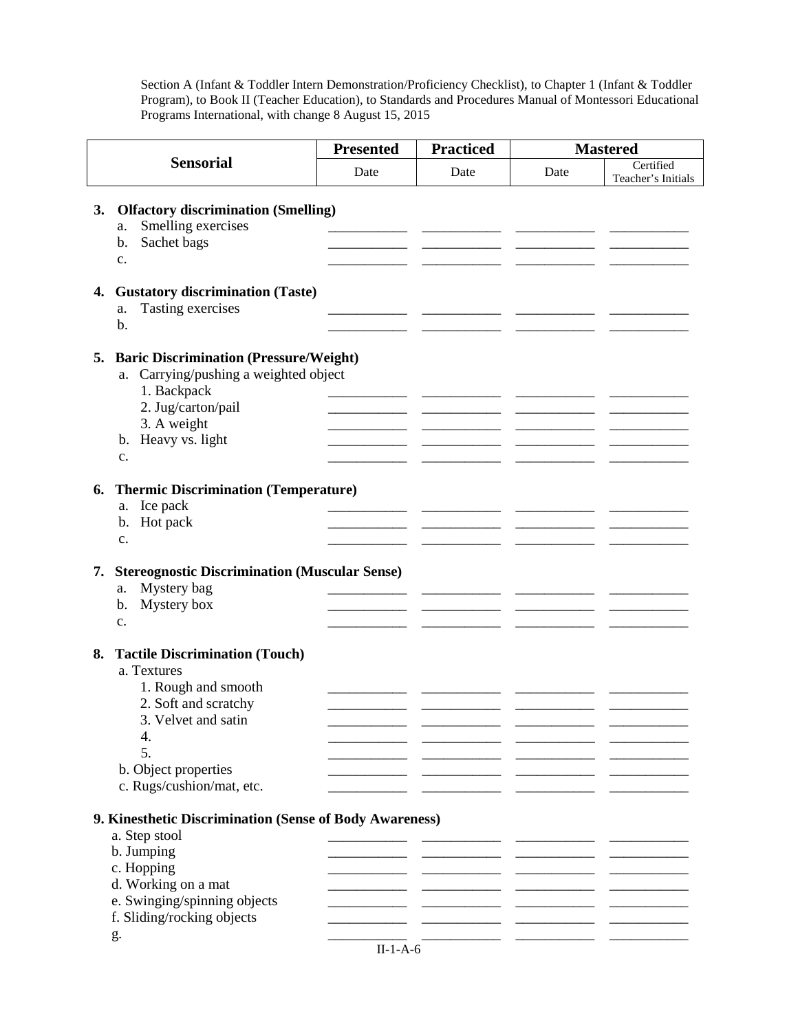Section A (Infant & Toddler Intern Demonstration/Proficiency Checklist), to Chapter 1 (Infant & Toddler Program), to Book II (Teacher Education), to Standards and Procedures Manual of Montessori Educational Programs International, with change 8 August 15, 2015

| Sensorial | Presented | Practiced | Mastered | |
|---|---|---|---|---|
| | Date | Date | Date | Certified Teacher's Initials |
| **3. Olfactory discrimination (Smelling)** | | | | |
| a. Smelling exercises | | | | |
| b. Sachet bags | | | | |
| c. | | | | |
| **4. Gustatory discrimination (Taste)** | | | | |
| a. Tasting exercises | | | | |
| b. | | | | |
| **5. Baric Discrimination (Pressure/Weight)** | | | | |
| a. Carrying/pushing a weighted object | | | | |
| 1. Backpack | | | | |
| 2. Jug/carton/pail | | | | |
| 3. A weight | | | | |
| b. Heavy vs. light | | | | |
| c. | | | | |
| **6. Thermic Discrimination (Temperature)** | | | | |
| a. Ice pack | | | | |
| b. Hot pack | | | | |
| c. | | | | |
| **7. Stereognostic Discrimination (Muscular Sense)** | | | | |
| a. Mystery bag | | | | |
| b. Mystery box | | | | |
| c. | | | | |
| **8. Tactile Discrimination (Touch)** | | | | |
| a. Textures | | | | |
| 1. Rough and smooth | | | | |
| 2. Soft and scratchy | | | | |
| 3. Velvet and satin | | | | |
| 4. | | | | |
| 5. | | | | |
| b. Object properties | | | | |
| c. Rugs/cushion/mat, etc. | | | | |
| **9. Kinesthetic Discrimination (Sense of Body Awareness)** | | | | |
| a. Step stool | | | | |
| b. Jumping | | | | |
| c. Hopping | | | | |
| d. Working on a mat | | | | |
| e. Swinging/spinning objects | | | | |
| f. Sliding/rocking objects | | | | |
| g. | | | | |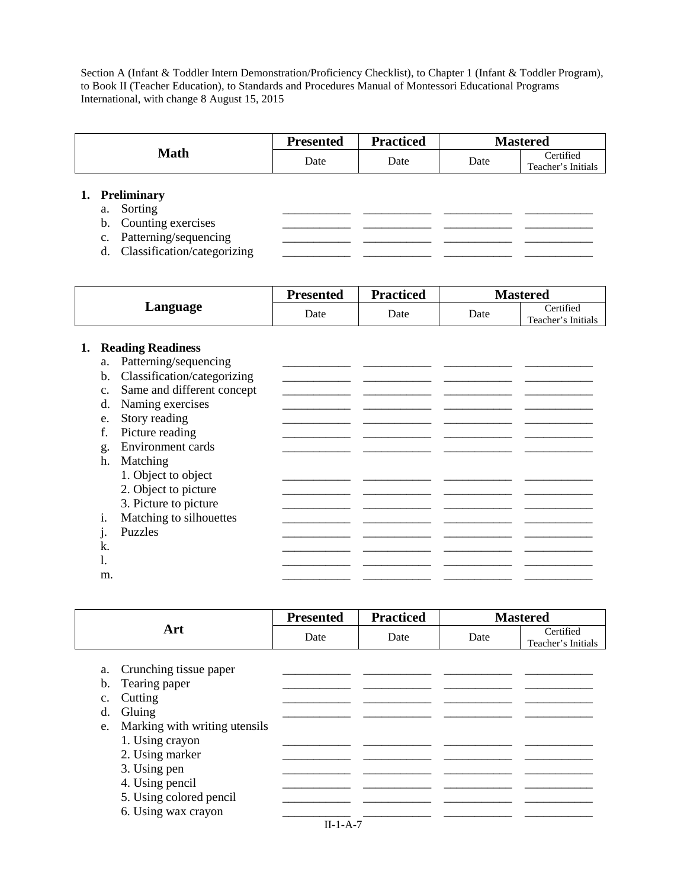Section A (Infant & Toddler Intern Demonstration/Proficiency Checklist), to Chapter 1 (Infant & Toddler Program), to Book II (Teacher Education), to Standards and Procedures Manual of Montessori Educational Programs International, with change 8 August 15, 2015

| Math | Presented | Practiced | Mastered | |
|---|---|---|---|---|
| | Date | Date | Date | Certified Teacher's Initials |
| **1. Preliminary** | | | | |
| a. Sorting | ___________ | ___________ | ___________ | ___________ |
| b. Counting exercises | ___________ | ___________ | ___________ | ___________ |
| c. Patterning/sequencing | ___________ | ___________ | ___________ | ___________ |
| d. Classification/categorizing | ___________ | ___________ | ___________ | ___________ |

| Language | Presented | Practiced | Mastered | |
|---|---|---|---|---|
| | Date | Date | Date | Certified Teacher's Initials |
| **1. Reading Readiness** | | | | |
| a. Patterning/sequencing | ___________ | ___________ | ___________ | ___________ |
| b. Classification/categorizing | ___________ | ___________ | ___________ | ___________ |
| c. Same and different concept | ___________ | ___________ | ___________ | ___________ |
| d. Naming exercises | ___________ | ___________ | ___________ | ___________ |
| e. Story reading | ___________ | ___________ | ___________ | ___________ |
| f. Picture reading | ___________ | ___________ | ___________ | ___________ |
| g. Environment cards | ___________ | ___________ | ___________ | ___________ |
| h. Matching | | | | |
| 1. Object to object | ___________ | ___________ | ___________ | ___________ |
| 2. Object to picture | ___________ | ___________ | ___________ | ___________ |
| 3. Picture to picture | ___________ | ___________ | ___________ | ___________ |
| i. Matching to silhouettes | ___________ | ___________ | ___________ | ___________ |
| j. Puzzles | ___________ | ___________ | ___________ | ___________ |
| k. | ___________ | ___________ | ___________ | ___________ |
| l. | ___________ | ___________ | ___________ | ___________ |
| m. | ___________ | ___________ | ___________ | ___________ |

| Art | Presented | Practiced | Mastered | |
|---|---|---|---|---|
| | Date | Date | Date | Certified Teacher's Initials |
| a. Crunching tissue paper | ___________ | ___________ | ___________ | ___________ |
| b. Tearing paper | ___________ | ___________ | ___________ | ___________ |
| c. Cutting | ___________ | ___________ | ___________ | ___________ |
| d. Gluing | ___________ | ___________ | ___________ | ___________ |
| e. Marking with writing utensils | | | | |
| 1. Using crayon | ___________ | ___________ | ___________ | ___________ |
| 2. Using marker | ___________ | ___________ | ___________ | ___________ |
| 3. Using pen | ___________ | ___________ | ___________ | ___________ |
| 4. Using pencil | ___________ | ___________ | ___________ | ___________ |
| 5. Using colored pencil | ___________ | ___________ | ___________ | ___________ |
| 6. Using wax crayon | ___________ | ___________ | ___________ | ___________ |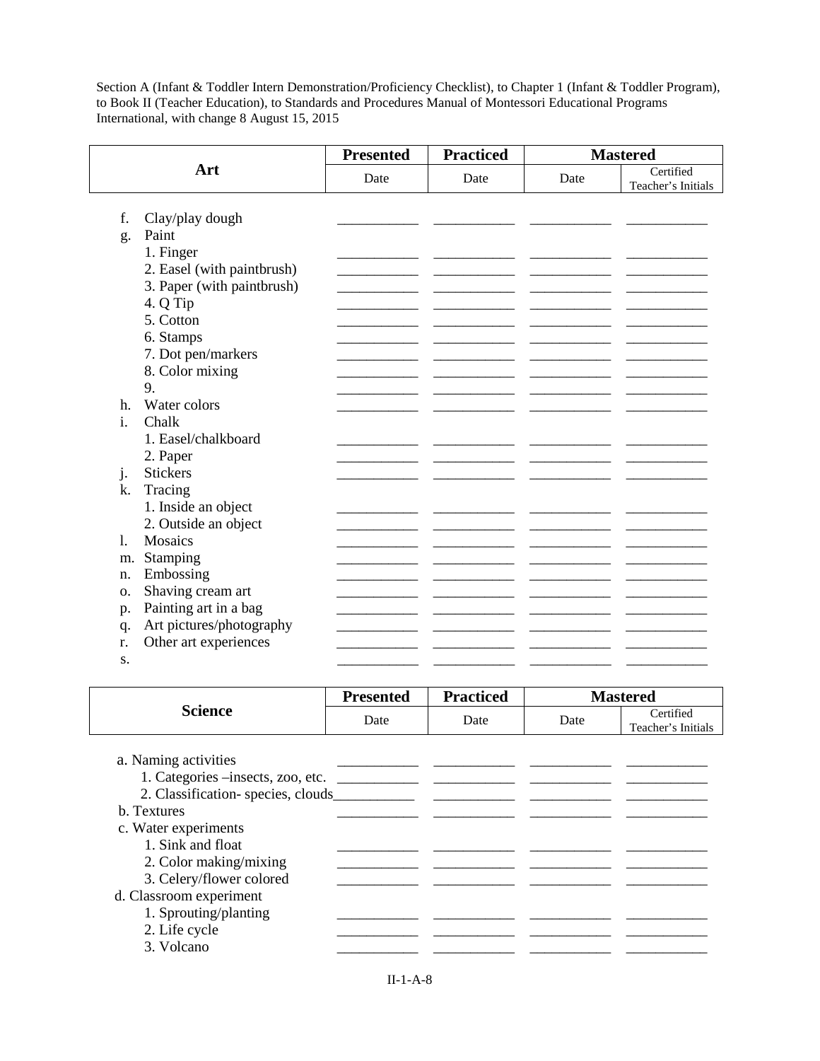Section A (Infant & Toddler Intern Demonstration/Proficiency Checklist), to Chapter 1 (Infant & Toddler Program), to Book II (Teacher Education), to Standards and Procedures Manual of Montessori Educational Programs International, with change 8 August 15, 2015

| Art | Presented | Practiced | Mastered | |
|---|---|---|---|---|
| | Date | Date | Date | Certified Teacher's Initials |
| f. Clay/play dough | ___________ | ___________ | ___________ | ___________ |
| g. Paint | | | | |
| 1. Finger | ___________ | ___________ | ___________ | ___________ |
| 2. Easel (with paintbrush) | ___________ | ___________ | ___________ | ___________ |
| 3. Paper (with paintbrush) | ___________ | ___________ | ___________ | ___________ |
| 4. Q Tip | ___________ | ___________ | ___________ | ___________ |
| 5. Cotton | ___________ | ___________ | ___________ | ___________ |
| 6. Stamps | ___________ | ___________ | ___________ | ___________ |
| 7. Dot pen/markers | ___________ | ___________ | ___________ | ___________ |
| 8. Color mixing | ___________ | ___________ | ___________ | ___________ |
| 9. | ___________ | ___________ | ___________ | ___________ |
| h. Water colors | ___________ | ___________ | ___________ | ___________ |
| i. Chalk | | | | |
| 1. Easel/chalkboard | ___________ | ___________ | ___________ | ___________ |
| 2. Paper | ___________ | ___________ | ___________ | ___________ |
| j. Stickers | ___________ | ___________ | ___________ | ___________ |
| k. Tracing | | | | |
| 1. Inside an object | ___________ | ___________ | ___________ | ___________ |
| 2. Outside an object | ___________ | ___________ | ___________ | ___________ |
| l. Mosaics | ___________ | ___________ | ___________ | ___________ |
| m. Stamping | ___________ | ___________ | ___________ | ___________ |
| n. Embossing | ___________ | ___________ | ___________ | ___________ |
| o. Shaving cream art | ___________ | ___________ | ___________ | ___________ |
| p. Painting art in a bag | ___________ | ___________ | ___________ | ___________ |
| q. Art pictures/photography | ___________ | ___________ | ___________ | ___________ |
| r. Other art experiences | ___________ | ___________ | ___________ | ___________ |
| s. | ___________ | ___________ | ___________ | ___________ |

| Science | Presented | Practiced | Mastered | |
|---|---|---|---|---|
| | Date | Date | Date | Certified Teacher's Initials |
| a. Naming activities | ___________ | ___________ | ___________ | ___________ |
| 1. Categories –insects, zoo, etc. | ___________ | ___________ | ___________ | ___________ |
| 2. Classification- species, clouds | ___________ | ___________ | ___________ | ___________ |
| b. Textures | ___________ | ___________ | ___________ | ___________ |
| c. Water experiments | | | | |
| 1. Sink and float | ___________ | ___________ | ___________ | ___________ |
| 2. Color making/mixing | ___________ | ___________ | ___________ | ___________ |
| 3. Celery/flower colored | ___________ | ___________ | ___________ | ___________ |
| d. Classroom experiment | | | | |
| 1. Sprouting/planting | ___________ | ___________ | ___________ | ___________ |
| 2. Life cycle | ___________ | ___________ | ___________ | ___________ |
| 3. Volcano | ___________ | ___________ | ___________ | ___________ |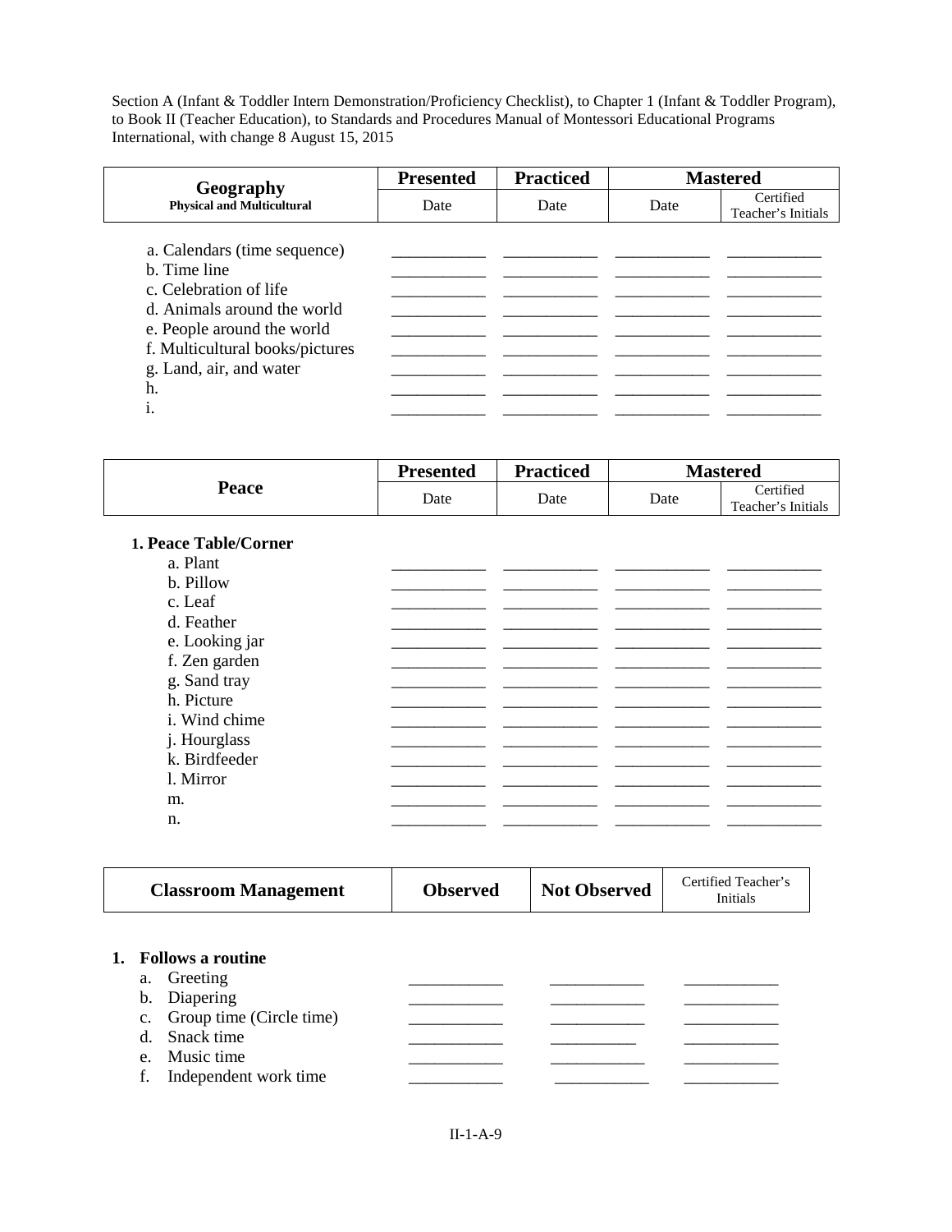Section A (Infant & Toddler Intern Demonstration/Proficiency Checklist), to Chapter 1 (Infant & Toddler Program), to Book II (Teacher Education), to Standards and Procedures Manual of Montessori Educational Programs International, with change 8 August 15, 2015

| Geography<br>Physical and Multicultural | Presented | Practiced | Mastered | |
|---|---|---|---|---|
| | Date | Date | Date | Certified Teacher's Initials |
| a. Calendars (time sequence) | | | | |
| b. Time line | | | | |
| c. Celebration of life | | | | |
| d. Animals around the world | | | | |
| e. People around the world | | | | |
| f. Multicultural books/pictures | | | | |
| g. Land, air, and water | | | | |
| h. | | | | |
| i. | | | | |

| Peace | Presented | Practiced | Mastered | |
|---|---|---|---|---|
| | Date | Date | Date | Certified Teacher's Initials |
| **1. Peace Table/Corner** | | | | |
| a. Plant | | | | |
| b. Pillow | | | | |
| c. Leaf | | | | |
| d. Feather | | | | |
| e. Looking jar | | | | |
| f. Zen garden | | | | |
| g. Sand tray | | | | |
| h. Picture | | | | |
| i. Wind chime | | | | |
| j. Hourglass | | | | |
| k. Birdfeeder | | | | |
| l. Mirror | | | | |
| m. | | | | |
| n. | | | | |

| Classroom Management | Observed | Not Observed | Certified Teacher's Initials |
|---|---|---|---|
| **1. Follows a routine** | | | |
| a. Greeting | | | |
| b. Diapering | | | |
| c. Group time (Circle time) | | | |
| d. Snack time | | | |
| e. Music time | | | |
| f. Independent work time | | | |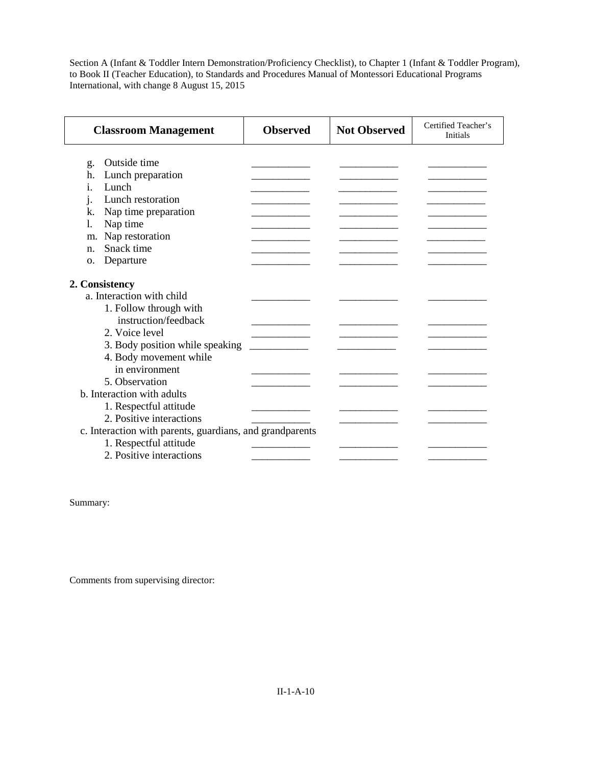Section A (Infant & Toddler Intern Demonstration/Proficiency Checklist), to Chapter 1 (Infant & Toddler Program), to Book II (Teacher Education), to Standards and Procedures Manual of Montessori Educational Programs International, with change 8 August 15, 2015

| Classroom Management | Observed | Not Observed | Certified Teacher's Initials |
|---|---|---|---|
| g. Outside time | ___________ | ___________ | ___________ |
| h. Lunch preparation | ___________ | ___________ | ___________ |
| i. Lunch | ___________ | ___________ | ___________ |
| j. Lunch restoration | ___________ | ___________ | ___________ |
| k. Nap time preparation | ___________ | ___________ | ___________ |
| l. Nap time | ___________ | ___________ | ___________ |
| m. Nap restoration | ___________ | ___________ | ___________ |
| n. Snack time | ___________ | ___________ | ___________ |
| o. Departure | ___________ | ___________ | ___________ |
| **2. Consistency** | | | |
| a. Interaction with child | ___________ | ___________ | ___________ |
| 1. Follow through with instruction/feedback | ___________ | ___________ | ___________ |
| 2. Voice level | ___________ | ___________ | ___________ |
| 3. Body position while speaking | ___________ | ___________ | ___________ |
| 4. Body movement while in environment | ___________ | ___________ | ___________ |
| 5. Observation | ___________ | ___________ | ___________ |
| b. Interaction with adults | | | |
| 1. Respectful attitude | ___________ | ___________ | ___________ |
| 2. Positive interactions | ___________ | ___________ | ___________ |
| c. Interaction with parents, guardians, and grandparents | | | |
| 1. Respectful attitude | ___________ | ___________ | ___________ |
| 2. Positive interactions | ___________ | ___________ | ___________ |

Summary:

Comments from supervising director: